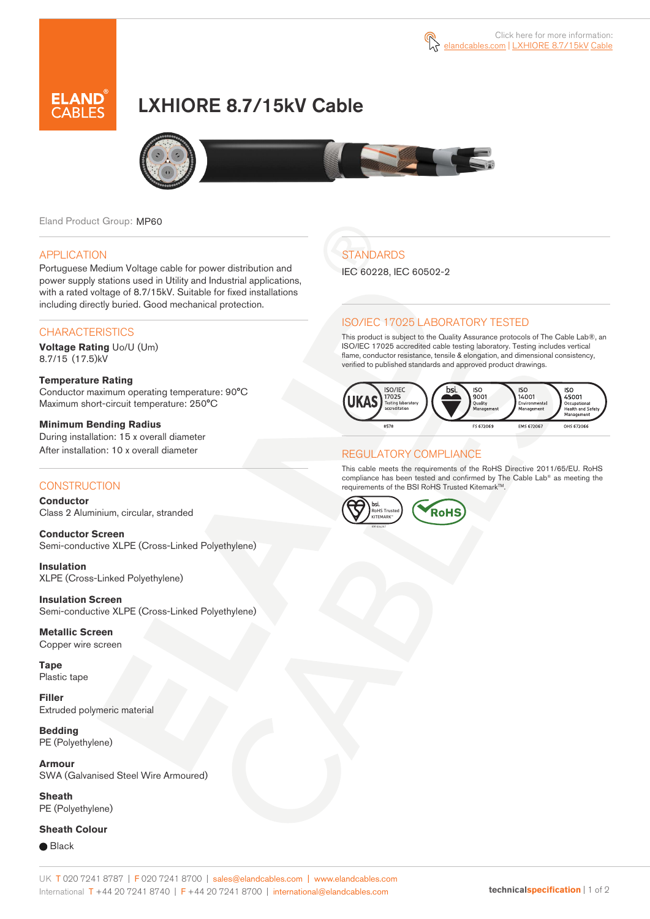Click here for more information: elandcables.com | LXHIORE 8.7/15kV Cable

# LXHIORE 8.7/15kV Cable

Eland Product Group: MP60

## APPLICATION

Portuguese Medium Voltage cable for power distribution and power supply stations used in Utility and Industrial applications, with a rated voltage of 8.7/15kV. Suitable for fixed installations including directly buried. Good mechanical protection.

## CHARACTERISTICS

**Voltage Rating** Uo/U (Um)
8.7/15 (17.5)kV

**Temperature Rating**
Conductor maximum operating temperature: 90°C
Maximum short-circuit temperature: 250°C

**Minimum Bending Radius**
During installation: 15 x overall diameter
After installation: 10 x overall diameter

## CONSTRUCTION

**Conductor**
Class 2 Aluminium, circular, stranded

**Conductor Screen**
Semi-conductive XLPE (Cross-Linked Polyethylene)

**Insulation**
XLPE (Cross-Linked Polyethylene)

**Insulation Screen**
Semi-conductive XLPE (Cross-Linked Polyethylene)

**Metallic Screen**
Copper wire screen

**Tape**
Plastic tape

**Filler**
Extruded polymeric material

**Bedding**
PE (Polyethylene)

**Armour**
SWA (Galvanised Steel Wire Armoured)

**Sheath**
PE (Polyethylene)

**Sheath Colour**
● Black

## STANDARDS

IEC 60228, IEC 60502-2

## ISO/IEC 17025 LABORATORY TESTED

This product is subject to the Quality Assurance protocols of The Cable Lab®, an ISO/IEC 17025 accredited cable testing laboratory. Testing includes vertical flame, conductor resistance, tensile & elongation, and dimensional consistency, verified to published standards and approved product drawings.

UKAS ISO/IEC 17025 Testing laboratory accreditation 8578 | bsi. ISO 9001 Quality Management FS 672069 | ISO 14001 Environmental Management EMS 672067 | ISO 45001 Occupational Health and Safety Management OHS 672066

## REGULATORY COMPLIANCE

This cable meets the requirements of the RoHS Directive 2011/65/EU. RoHS compliance has been tested and confirmed by The Cable Lab® as meeting the requirements of the BSI RoHS Trusted Kitemark™.

bsi. RoHS Trusted KITEMARK™ | RoHS

UK T 020 7241 8787 | F 020 7241 8700 | sales@elandcables.com | www.elandcables.com
International T +44 20 7241 8740 | F +44 20 7241 8700 | international@elandcables.com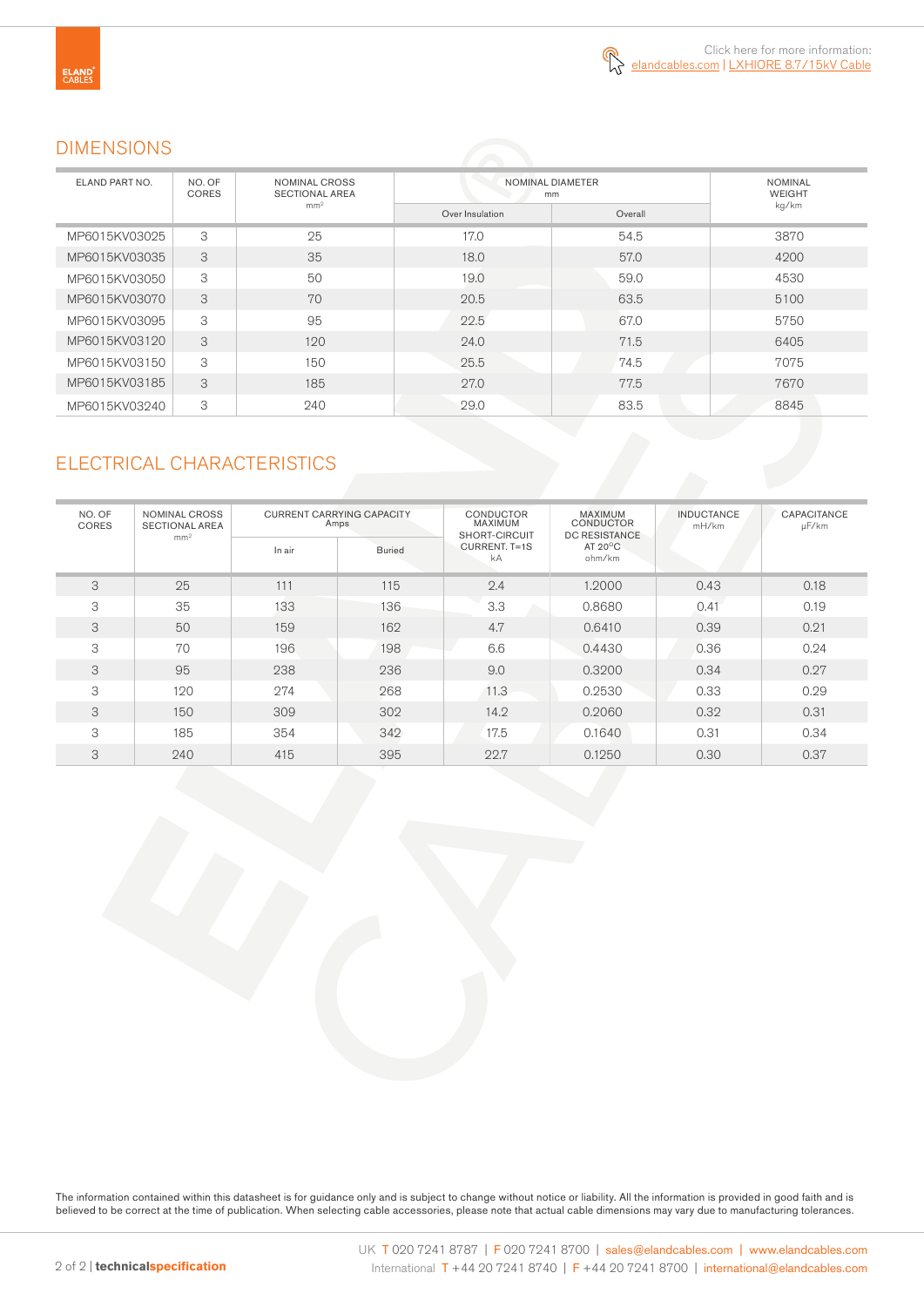Click here for more information:
elandcables.com | LXHIORE 8.7/15kV Cable

## DIMENSIONS

| ELAND PART NO. | NO. OF CORES | NOMINAL CROSS SECTIONAL AREA mm² | NOMINAL DIAMETER mm | | NOMINAL WEIGHT kg/km |
|---|---|---|---|---|---|
| | | | Over Insulation | Overall | |
| MP6015KV03025 | 3 | 25 | 17.0 | 54.5 | 3870 |
| MP6015KV03035 | 3 | 35 | 18.0 | 57.0 | 4200 |
| MP6015KV03050 | 3 | 50 | 19.0 | 59.0 | 4530 |
| MP6015KV03070 | 3 | 70 | 20.5 | 63.5 | 5100 |
| MP6015KV03095 | 3 | 95 | 22.5 | 67.0 | 5750 |
| MP6015KV03120 | 3 | 120 | 24.0 | 71.5 | 6405 |
| MP6015KV03150 | 3 | 150 | 25.5 | 74.5 | 7075 |
| MP6015KV03185 | 3 | 185 | 27.0 | 77.5 | 7670 |
| MP6015KV03240 | 3 | 240 | 29.0 | 83.5 | 8845 |

## ELECTRICAL CHARACTERISTICS

| NO. OF CORES | NOMINAL CROSS SECTIONAL AREA mm² | CURRENT CARRYING CAPACITY Amps | | CONDUCTOR MAXIMUM SHORT-CIRCUIT CURRENT. T=1S kA | MAXIMUM CONDUCTOR DC RESISTANCE AT 20°C ohm/km | INDUCTANCE mH/km | CAPACITANCE µF/km |
|---|---|---|---|---|---|---|---|
| | | In air | Buried | | | | |
| 3 | 25 | 111 | 115 | 2.4 | 1.2000 | 0.43 | 0.18 |
| 3 | 35 | 133 | 136 | 3.3 | 0.8680 | 0.41 | 0.19 |
| 3 | 50 | 159 | 162 | 4.7 | 0.6410 | 0.39 | 0.21 |
| 3 | 70 | 196 | 198 | 6.6 | 0.4430 | 0.36 | 0.24 |
| 3 | 95 | 238 | 236 | 9.0 | 0.3200 | 0.34 | 0.27 |
| 3 | 120 | 274 | 268 | 11.3 | 0.2530 | 0.33 | 0.29 |
| 3 | 150 | 309 | 302 | 14.2 | 0.2060 | 0.32 | 0.31 |
| 3 | 185 | 354 | 342 | 17.5 | 0.1640 | 0.31 | 0.34 |
| 3 | 240 | 415 | 395 | 22.7 | 0.1250 | 0.30 | 0.37 |

The information contained within this datasheet is for guidance only and is subject to change without notice or liability. All the information is provided in good faith and is believed to be correct at the time of publication. When selecting cable accessories, please note that actual cable dimensions may vary due to manufacturing tolerances.

UK T 020 7241 8787 | F 020 7241 8700 | sales@elandcables.com | www.elandcables.com
International T +44 20 7241 8740 | F +44 20 7241 8700 | international@elandcables.com